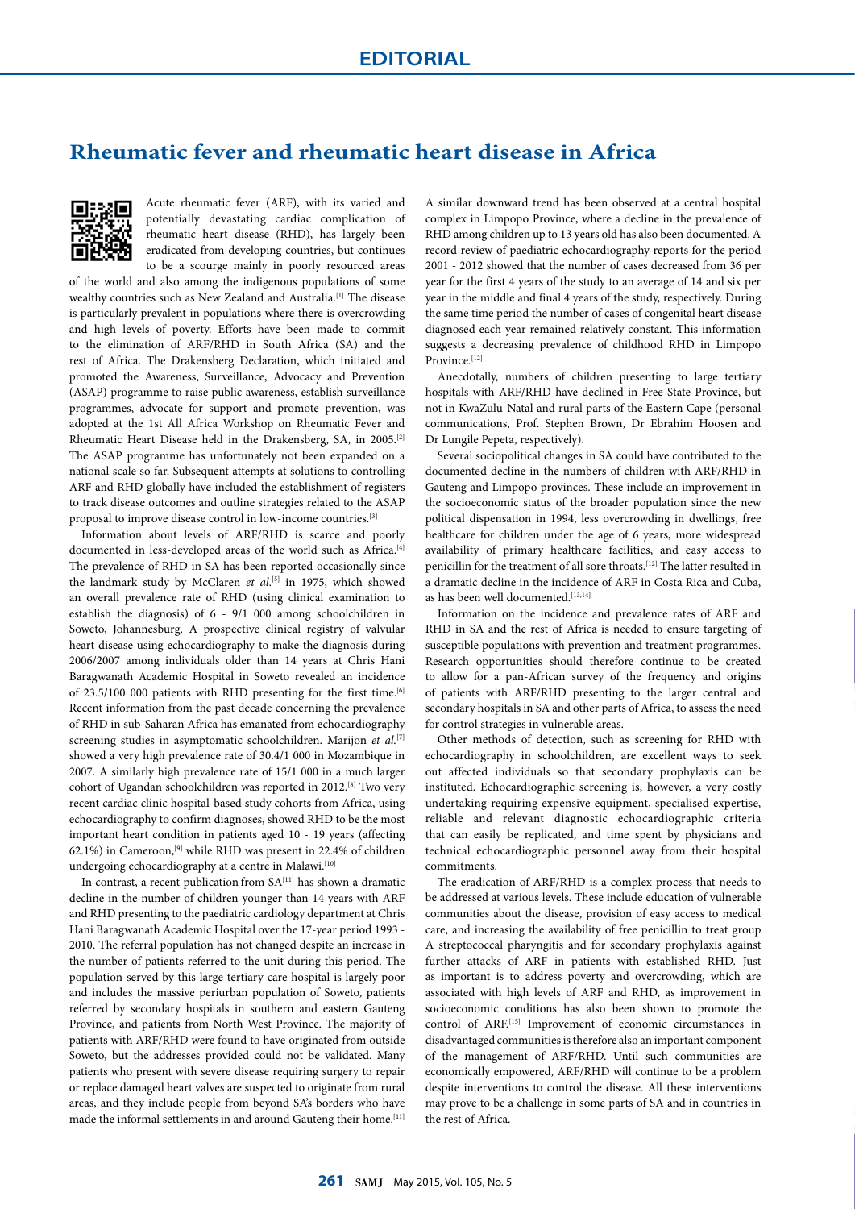EDITORIAL

# Rheumatic fever and rheumatic heart disease in Africa

Acute rheumatic fever (ARF), with its varied and potentially devastating cardiac complication of rheumatic heart disease (RHD), has largely been eradicated from developing countries, but continues to be a scourge mainly in poorly resourced areas of the world and also among the indigenous populations of some wealthy countries such as New Zealand and Australia.[1] The disease is particularly prevalent in populations where there is overcrowding and high levels of poverty. Efforts have been made to commit to the elimination of ARF/RHD in South Africa (SA) and the rest of Africa. The Drakensberg Declaration, which initiated and promoted the Awareness, Surveillance, Advocacy and Prevention (ASAP) programme to raise public awareness, establish surveillance programmes, advocate for support and promote prevention, was adopted at the 1st All Africa Workshop on Rheumatic Fever and Rheumatic Heart Disease held in the Drakensberg, SA, in 2005.[2] The ASAP programme has unfortunately not been expanded on a national scale so far. Subsequent attempts at solutions to controlling ARF and RHD globally have included the establishment of registers to track disease outcomes and outline strategies related to the ASAP proposal to improve disease control in low-income countries.[3]

Information about levels of ARF/RHD is scarce and poorly documented in less-developed areas of the world such as Africa.[4] The prevalence of RHD in SA has been reported occasionally since the landmark study by McClaren *et al.*[5] in 1975, which showed an overall prevalence rate of RHD (using clinical examination to establish the diagnosis) of 6 - 9/1 000 among schoolchildren in Soweto, Johannesburg. A prospective clinical registry of valvular heart disease using echocardiography to make the diagnosis during 2006/2007 among individuals older than 14 years at Chris Hani Baragwanath Academic Hospital in Soweto revealed an incidence of 23.5/100 000 patients with RHD presenting for the first time.[6] Recent information from the past decade concerning the prevalence of RHD in sub-Saharan Africa has emanated from echocardiography screening studies in asymptomatic schoolchildren. Marijon *et al.*[7] showed a very high prevalence rate of 30.4/1 000 in Mozambique in 2007. A similarly high prevalence rate of 15/1 000 in a much larger cohort of Ugandan schoolchildren was reported in 2012.[8] Two very recent cardiac clinic hospital-based study cohorts from Africa, using echocardiography to confirm diagnoses, showed RHD to be the most important heart condition in patients aged 10 - 19 years (affecting 62.1%) in Cameroon,[9] while RHD was present in 22.4% of children undergoing echocardiography at a centre in Malawi.[10]

In contrast, a recent publication from SA[11] has shown a dramatic decline in the number of children younger than 14 years with ARF and RHD presenting to the paediatric cardiology department at Chris Hani Baragwanath Academic Hospital over the 17-year period 1993 - 2010. The referral population has not changed despite an increase in the number of patients referred to the unit during this period. The population served by this large tertiary care hospital is largely poor and includes the massive periurban population of Soweto, patients referred by secondary hospitals in southern and eastern Gauteng Province, and patients from North West Province. The majority of patients with ARF/RHD were found to have originated from outside Soweto, but the addresses provided could not be validated. Many patients who present with severe disease requiring surgery to repair or replace damaged heart valves are suspected to originate from rural areas, and they include people from beyond SA's borders who have made the informal settlements in and around Gauteng their home.[11]

A similar downward trend has been observed at a central hospital complex in Limpopo Province, where a decline in the prevalence of RHD among children up to 13 years old has also been documented. A record review of paediatric echocardiography reports for the period 2001 - 2012 showed that the number of cases decreased from 36 per year for the first 4 years of the study to an average of 14 and six per year in the middle and final 4 years of the study, respectively. During the same time period the number of cases of congenital heart disease diagnosed each year remained relatively constant. This information suggests a decreasing prevalence of childhood RHD in Limpopo Province.[12]

Anecdotally, numbers of children presenting to large tertiary hospitals with ARF/RHD have declined in Free State Province, but not in KwaZulu-Natal and rural parts of the Eastern Cape (personal communications, Prof. Stephen Brown, Dr Ebrahim Hoosen and Dr Lungile Pepeta, respectively).

Several sociopolitical changes in SA could have contributed to the documented decline in the numbers of children with ARF/RHD in Gauteng and Limpopo provinces. These include an improvement in the socioeconomic status of the broader population since the new political dispensation in 1994, less overcrowding in dwellings, free healthcare for children under the age of 6 years, more widespread availability of primary healthcare facilities, and easy access to penicillin for the treatment of all sore throats.[12] The latter resulted in a dramatic decline in the incidence of ARF in Costa Rica and Cuba, as has been well documented.[13,14]

Information on the incidence and prevalence rates of ARF and RHD in SA and the rest of Africa is needed to ensure targeting of susceptible populations with prevention and treatment programmes. Research opportunities should therefore continue to be created to allow for a pan-African survey of the frequency and origins of patients with ARF/RHD presenting to the larger central and secondary hospitals in SA and other parts of Africa, to assess the need for control strategies in vulnerable areas.

Other methods of detection, such as screening for RHD with echocardiography in schoolchildren, are excellent ways to seek out affected individuals so that secondary prophylaxis can be instituted. Echocardiographic screening is, however, a very costly undertaking requiring expensive equipment, specialised expertise, reliable and relevant diagnostic echocardiographic criteria that can easily be replicated, and time spent by physicians and technical echocardiographic personnel away from their hospital commitments.

The eradication of ARF/RHD is a complex process that needs to be addressed at various levels. These include education of vulnerable communities about the disease, provision of easy access to medical care, and increasing the availability of free penicillin to treat group A streptococcal pharyngitis and for secondary prophylaxis against further attacks of ARF in patients with established RHD. Just as important is to address poverty and overcrowding, which are associated with high levels of ARF and RHD, as improvement in socioeconomic conditions has also been shown to promote the control of ARF.[15] Improvement of economic circumstances in disadvantaged communities is therefore also an important component of the management of ARF/RHD. Until such communities are economically empowered, ARF/RHD will continue to be a problem despite interventions to control the disease. All these interventions may prove to be a challenge in some parts of SA and in countries in the rest of Africa.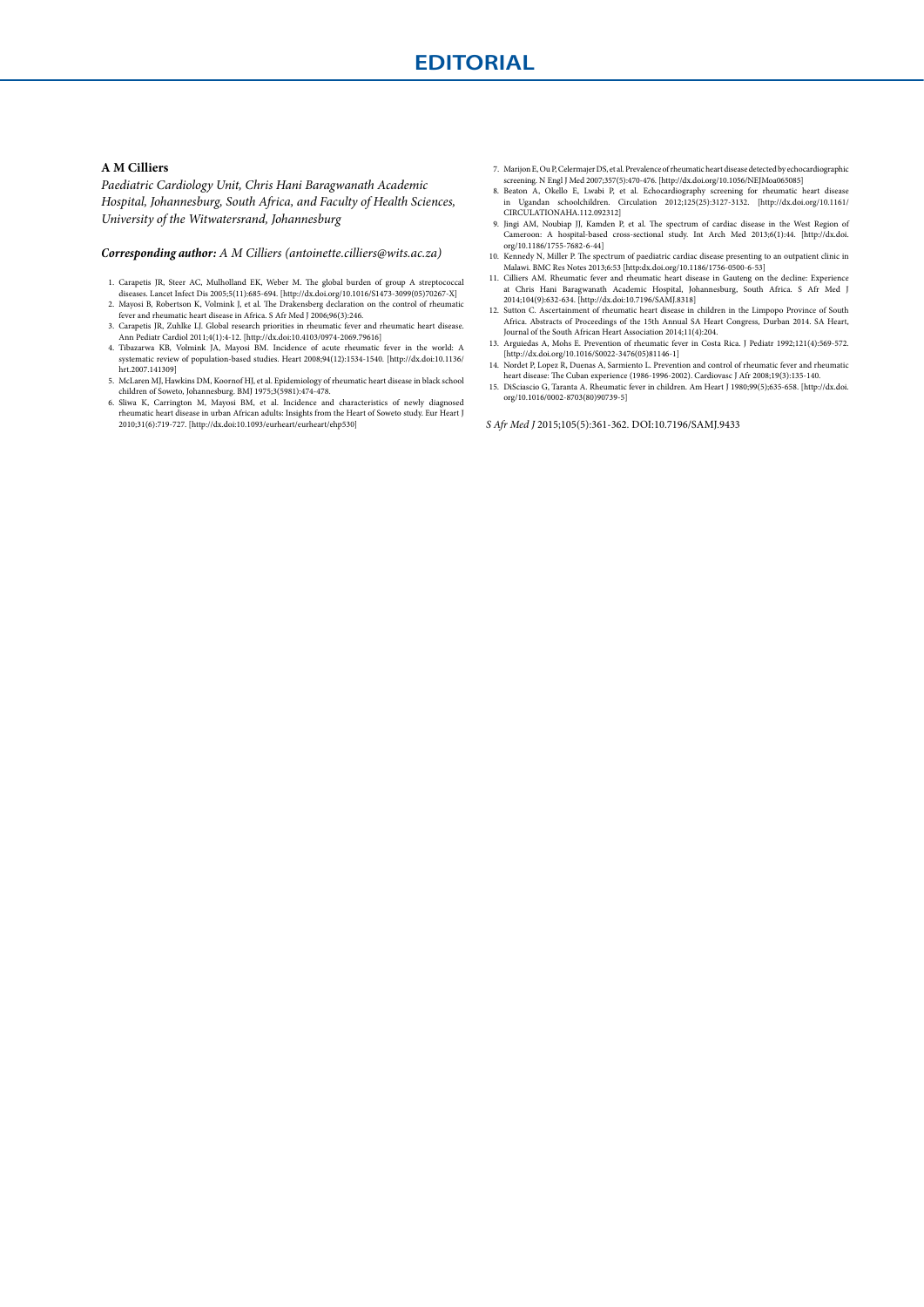# EDITORIAL

**A M Cilliers**

*Paediatric Cardiology Unit, Chris Hani Baragwanath Academic Hospital, Johannesburg, South Africa, and Faculty of Health Sciences, University of the Witwatersrand, Johannesburg*

***Corresponding author:** A M Cilliers (antoinette.cilliers@wits.ac.za)*

1. Carapetis JR, Steer AC, Mulholland EK, Weber M. The global burden of group A streptococcal diseases. Lancet Infect Dis 2005;5(11):685-694. [http://dx.doi.org/10.1016/S1473-3099(05)70267-X]
2. Mayosi B, Robertson K, Volmink J, et al. The Drakensberg declaration on the control of rheumatic fever and rheumatic heart disease in Africa. S Afr Med J 2006;96(3):246.
3. Carapetis JR, Zuhlke LJ. Global research priorities in rheumatic fever and rheumatic heart disease. Ann Pediatr Cardiol 2011;4(1):4-12. [http://dx.doi:10.4103/0974-2069.79616]
4. Tibazarwa KB, Volmink JA, Mayosi BM. Incidence of acute rheumatic fever in the world: A systematic review of population-based studies. Heart 2008;94(12):1534-1540. [http://dx.doi:10.1136/hrt.2007.141309]
5. McLaren MJ, Hawkins DM, Koornof HJ, et al. Epidemiology of rheumatic heart disease in black school children of Soweto, Johannesburg. BMJ 1975;3(5981):474-478.
6. Sliwa K, Carrington M, Mayosi BM, et al. Incidence and characteristics of newly diagnosed rheumatic heart disease in urban African adults: Insights from the Heart of Soweto study. Eur Heart J 2010;31(6):719-727. [http://dx.doi:10.1093/eurheart/eurheart/ehp530]
7. Marijon E, Ou P, Celermajer DS, et al. Prevalence of rheumatic heart disease detected by echocardiographic screening. N Engl J Med 2007;357(5):470-476. [http://dx.doi.org/10.1056/NEJMoa065085]
8. Beaton A, Okello E, Lwabi P, et al. Echocardiography screening for rheumatic heart disease in Ugandan schoolchildren. Circulation 2012;125(25):3127-3132. [http://dx.doi.org/10.1161/CIRCULATIONAHA.112.092312]
9. Jingi AM, Noubiap JJ, Kamden P, et al. The spectrum of cardiac disease in the West Region of Cameroon: A hospital-based cross-sectional study. Int Arch Med 2013;6(1):44. [http://dx.doi.org/10.1186/1755-7682-6-44]
10. Kennedy N, Miller P. The spectrum of paediatric cardiac disease presenting to an outpatient clinic in Malawi. BMC Res Notes 2013;6:53 [http:dx.doi.org/10.1186/1756-0500-6-53]
11. Cilliers AM. Rheumatic fever and rheumatic heart disease in Gauteng on the decline: Experience at Chris Hani Baragwanath Academic Hospital, Johannesburg, South Africa. S Afr Med J 2014;104(9):632-634. [http://dx.doi:10.7196/SAMJ.8318]
12. Sutton C. Ascertainment of rheumatic heart disease in children in the Limpopo Province of South Africa. Abstracts of Proceedings of the 15th Annual SA Heart Congress, Durban 2014. SA Heart, Journal of the South African Heart Association 2014;11(4):204.
13. Arguiedas A, Mohs E. Prevention of rheumatic fever in Costa Rica. J Pediatr 1992;121(4):569-572. [http://dx.doi.org/10.1016/S0022-3476(05)81146-1]
14. Nordet P, Lopez R, Duenas A, Sarmiento L. Prevention and control of rheumatic fever and rheumatic heart disease: The Cuban experience (1986-1996-2002). Cardiovasc J Afr 2008;19(3):135-140.
15. DiSciascio G, Taranta A. Rheumatic fever in children. Am Heart J 1980;99(5):635-658. [http://dx.doi.org/10.1016/0002-8703(80)90739-5]

*S Afr Med J* 2015;105(5):361-362. DOI:10.7196/SAMJ.9433